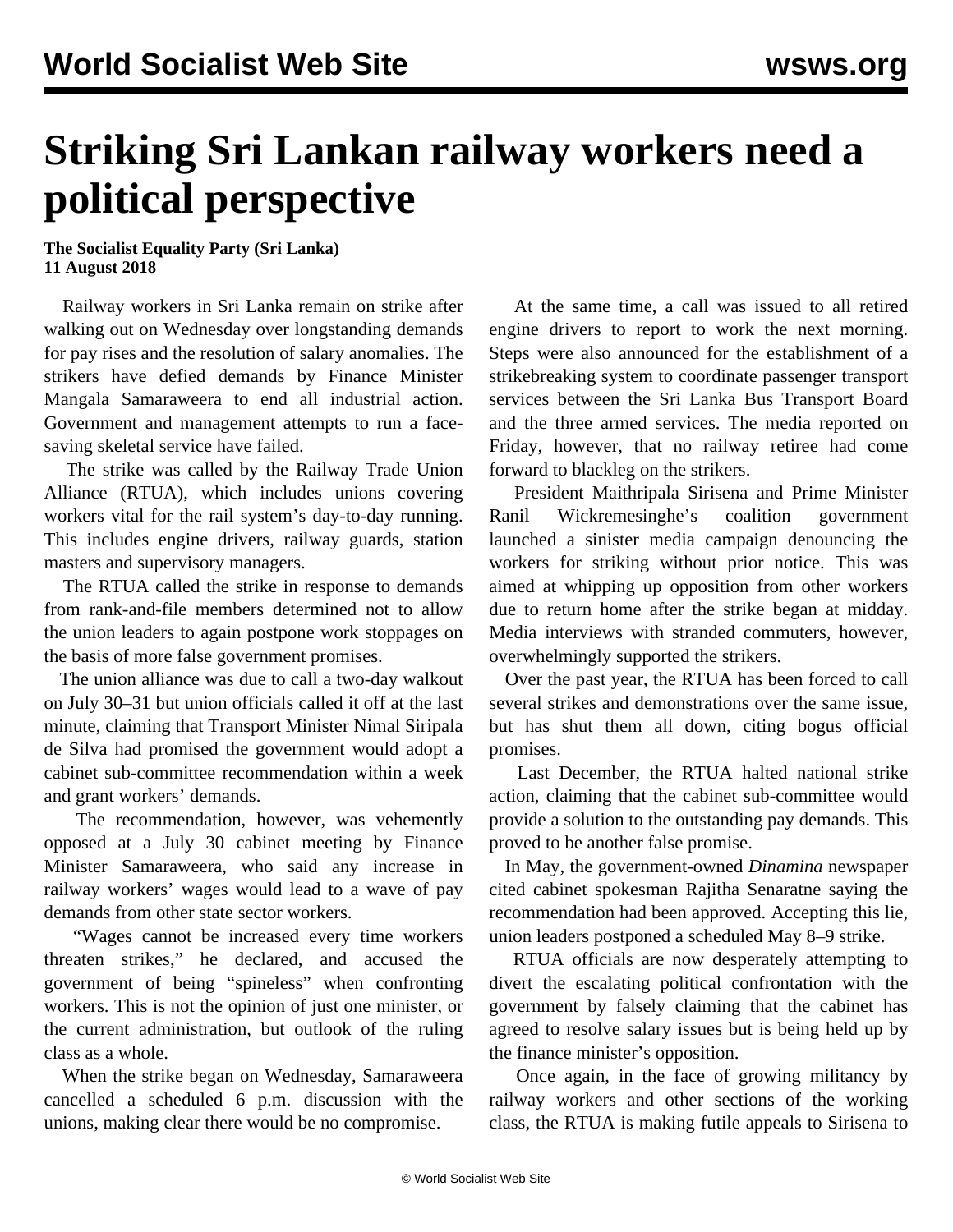# Striking Sri Lankan railway workers need a political perspective

**The Socialist Equality Party (Sri Lanka)**
**11 August 2018**

Railway workers in Sri Lanka remain on strike after walking out on Wednesday over longstanding demands for pay rises and the resolution of salary anomalies. The strikers have defied demands by Finance Minister Mangala Samaraweera to end all industrial action. Government and management attempts to run a face-saving skeletal service have failed.

The strike was called by the Railway Trade Union Alliance (RTUA), which includes unions covering workers vital for the rail system's day-to-day running. This includes engine drivers, railway guards, station masters and supervisory managers.

The RTUA called the strike in response to demands from rank-and-file members determined not to allow the union leaders to again postpone work stoppages on the basis of more false government promises.

The union alliance was due to call a two-day walkout on July 30–31 but union officials called it off at the last minute, claiming that Transport Minister Nimal Siripala de Silva had promised the government would adopt a cabinet sub-committee recommendation within a week and grant workers' demands.

The recommendation, however, was vehemently opposed at a July 30 cabinet meeting by Finance Minister Samaraweera, who said any increase in railway workers' wages would lead to a wave of pay demands from other state sector workers.

"Wages cannot be increased every time workers threaten strikes," he declared, and accused the government of being "spineless" when confronting workers. This is not the opinion of just one minister, or the current administration, but outlook of the ruling class as a whole.

When the strike began on Wednesday, Samaraweera cancelled a scheduled 6 p.m. discussion with the unions, making clear there would be no compromise.

At the same time, a call was issued to all retired engine drivers to report to work the next morning. Steps were also announced for the establishment of a strikebreaking system to coordinate passenger transport services between the Sri Lanka Bus Transport Board and the three armed services. The media reported on Friday, however, that no railway retiree had come forward to blackleg on the strikers.

President Maithripala Sirisena and Prime Minister Ranil Wickremesinghe's coalition government launched a sinister media campaign denouncing the workers for striking without prior notice. This was aimed at whipping up opposition from other workers due to return home after the strike began at midday. Media interviews with stranded commuters, however, overwhelmingly supported the strikers.

Over the past year, the RTUA has been forced to call several strikes and demonstrations over the same issue, but has shut them all down, citing bogus official promises.

Last December, the RTUA halted national strike action, claiming that the cabinet sub-committee would provide a solution to the outstanding pay demands. This proved to be another false promise.

In May, the government-owned *Dinamina* newspaper cited cabinet spokesman Rajitha Senaratne saying the recommendation had been approved. Accepting this lie, union leaders postponed a scheduled May 8–9 strike.

RTUA officials are now desperately attempting to divert the escalating political confrontation with the government by falsely claiming that the cabinet has agreed to resolve salary issues but is being held up by the finance minister's opposition.

Once again, in the face of growing militancy by railway workers and other sections of the working class, the RTUA is making futile appeals to Sirisena to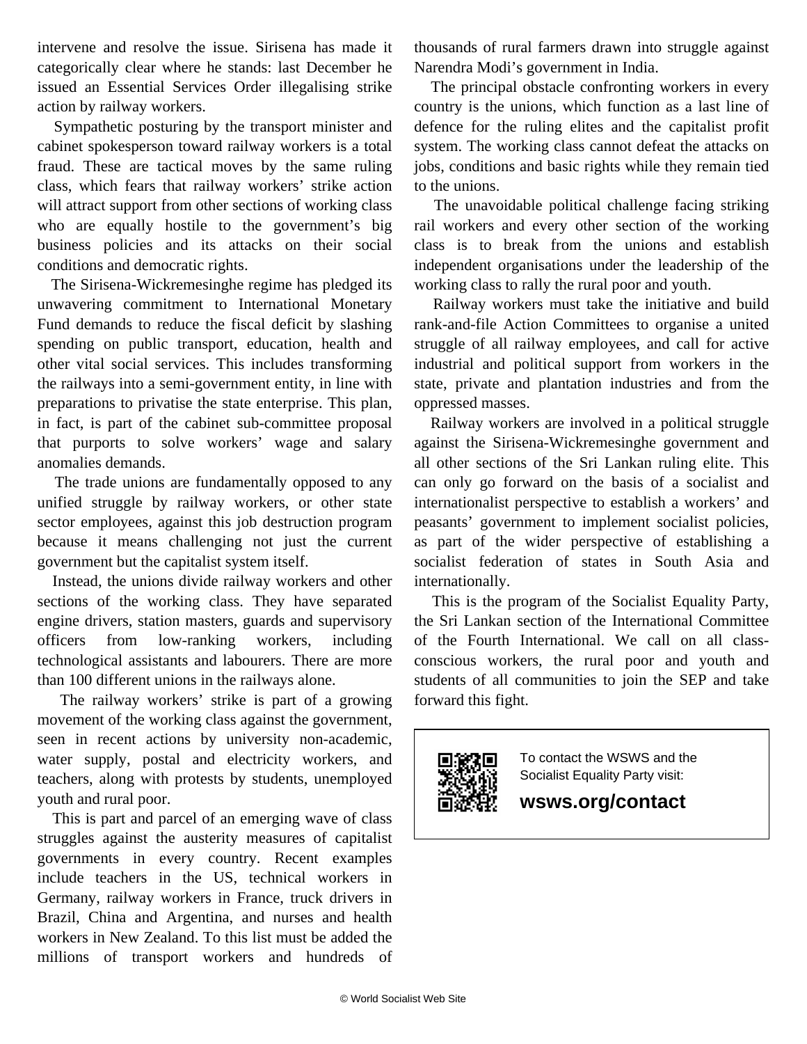intervene and resolve the issue. Sirisena has made it categorically clear where he stands: last December he issued an Essential Services Order illegalising strike action by railway workers.

Sympathetic posturing by the transport minister and cabinet spokesperson toward railway workers is a total fraud. These are tactical moves by the same ruling class, which fears that railway workers' strike action will attract support from other sections of working class who are equally hostile to the government's big business policies and its attacks on their social conditions and democratic rights.

The Sirisena-Wickremesinghe regime has pledged its unwavering commitment to International Monetary Fund demands to reduce the fiscal deficit by slashing spending on public transport, education, health and other vital social services. This includes transforming the railways into a semi-government entity, in line with preparations to privatise the state enterprise. This plan, in fact, is part of the cabinet sub-committee proposal that purports to solve workers' wage and salary anomalies demands.

The trade unions are fundamentally opposed to any unified struggle by railway workers, or other state sector employees, against this job destruction program because it means challenging not just the current government but the capitalist system itself.

Instead, the unions divide railway workers and other sections of the working class. They have separated engine drivers, station masters, guards and supervisory officers from low-ranking workers, including technological assistants and labourers. There are more than 100 different unions in the railways alone.

The railway workers' strike is part of a growing movement of the working class against the government, seen in recent actions by university non-academic, water supply, postal and electricity workers, and teachers, along with protests by students, unemployed youth and rural poor.

This is part and parcel of an emerging wave of class struggles against the austerity measures of capitalist governments in every country. Recent examples include teachers in the US, technical workers in Germany, railway workers in France, truck drivers in Brazil, China and Argentina, and nurses and health workers in New Zealand. To this list must be added the millions of transport workers and hundreds of thousands of rural farmers drawn into struggle against Narendra Modi's government in India.

The principal obstacle confronting workers in every country is the unions, which function as a last line of defence for the ruling elites and the capitalist profit system. The working class cannot defeat the attacks on jobs, conditions and basic rights while they remain tied to the unions.

The unavoidable political challenge facing striking rail workers and every other section of the working class is to break from the unions and establish independent organisations under the leadership of the working class to rally the rural poor and youth.

Railway workers must take the initiative and build rank-and-file Action Committees to organise a united struggle of all railway employees, and call for active industrial and political support from workers in the state, private and plantation industries and from the oppressed masses.

Railway workers are involved in a political struggle against the Sirisena-Wickremesinghe government and all other sections of the Sri Lankan ruling elite. This can only go forward on the basis of a socialist and internationalist perspective to establish a workers' and peasants' government to implement socialist policies, as part of the wider perspective of establishing a socialist federation of states in South Asia and internationally.

This is the program of the Socialist Equality Party, the Sri Lankan section of the International Committee of the Fourth International. We call on all class-conscious workers, the rural poor and youth and students of all communities to join the SEP and take forward this fight.

To contact the WSWS and the Socialist Equality Party visit:

**wsws.org/contact**